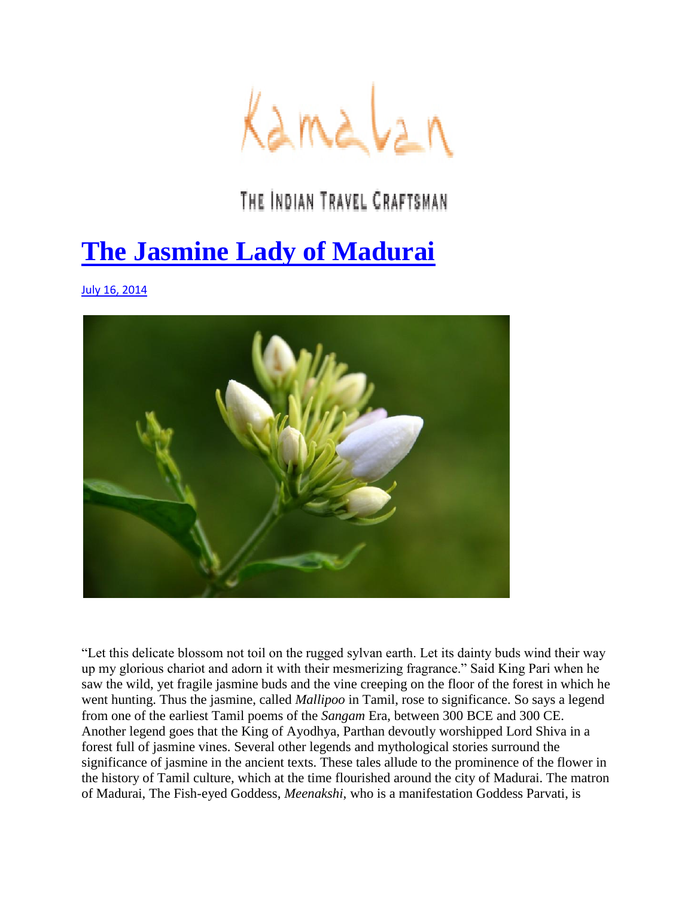Kamalan

THE INDIAN TRAVEL CRAFTSMAN

# The Jasmine Lady of Madurai

July 16, 2014

"Let this delicate blossom not toil on the rugged sylvan earth. Let its dainty buds wind their way up my glorious chariot and adorn it with their mesmerizing fragrance." Said King Pari when he saw the wild, yet fragile jasmine buds and the vine creeping on the floor of the forest in which he went hunting. Thus the jasmine, called *Mallipoo* in Tamil, rose to significance. So says a legend from one of the earliest Tamil poems of the *Sangam* Era, between 300 BCE and 300 CE. Another legend goes that the King of Ayodhya, Parthan devoutly worshipped Lord Shiva in a forest full of jasmine vines. Several other legends and mythological stories surround the significance of jasmine in the ancient texts. These tales allude to the prominence of the flower in the history of Tamil culture, which at the time flourished around the city of Madurai. The matron of Madurai, The Fish-eyed Goddess, *Meenakshi*, who is a manifestation Goddess Parvati, is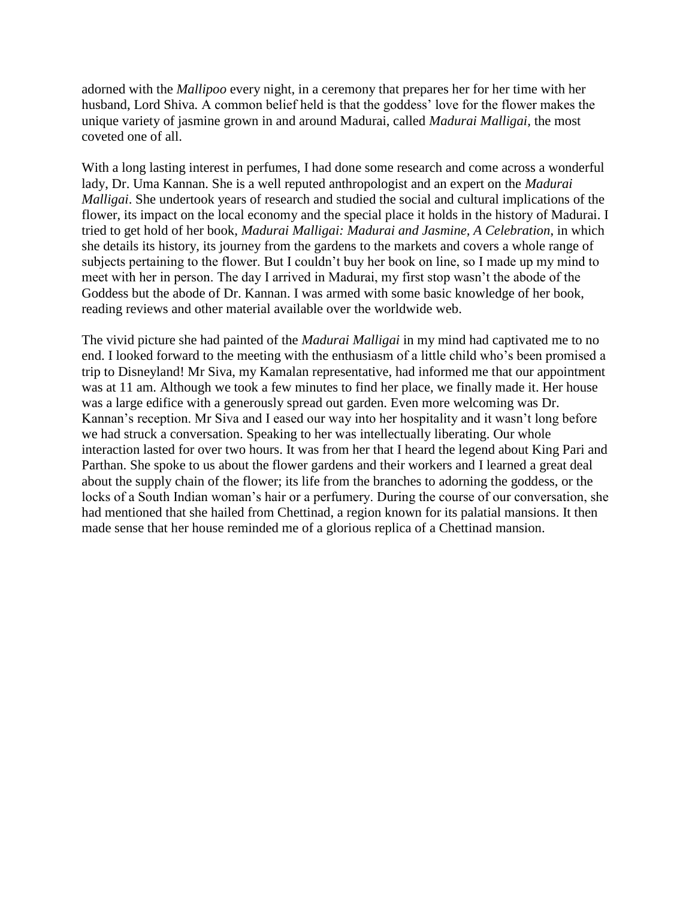adorned with the *Mallipoo* every night, in a ceremony that prepares her for her time with her husband, Lord Shiva. A common belief held is that the goddess' love for the flower makes the unique variety of jasmine grown in and around Madurai, called *Madurai Malligai*, the most coveted one of all.

With a long lasting interest in perfumes, I had done some research and come across a wonderful lady, Dr. Uma Kannan. She is a well reputed anthropologist and an expert on the *Madurai Malligai*. She undertook years of research and studied the social and cultural implications of the flower, its impact on the local economy and the special place it holds in the history of Madurai. I tried to get hold of her book, *Madurai Malligai: Madurai and Jasmine, A Celebration*, in which she details its history, its journey from the gardens to the markets and covers a whole range of subjects pertaining to the flower. But I couldn't buy her book on line, so I made up my mind to meet with her in person. The day I arrived in Madurai, my first stop wasn't the abode of the Goddess but the abode of Dr. Kannan. I was armed with some basic knowledge of her book, reading reviews and other material available over the worldwide web.

The vivid picture she had painted of the *Madurai Malligai* in my mind had captivated me to no end. I looked forward to the meeting with the enthusiasm of a little child who's been promised a trip to Disneyland! Mr Siva, my Kamalan representative, had informed me that our appointment was at 11 am. Although we took a few minutes to find her place, we finally made it. Her house was a large edifice with a generously spread out garden. Even more welcoming was Dr. Kannan's reception. Mr Siva and I eased our way into her hospitality and it wasn't long before we had struck a conversation. Speaking to her was intellectually liberating. Our whole interaction lasted for over two hours. It was from her that I heard the legend about King Pari and Parthan. She spoke to us about the flower gardens and their workers and I learned a great deal about the supply chain of the flower; its life from the branches to adorning the goddess, or the locks of a South Indian woman's hair or a perfumery. During the course of our conversation, she had mentioned that she hailed from Chettinad, a region known for its palatial mansions. It then made sense that her house reminded me of a glorious replica of a Chettinad mansion.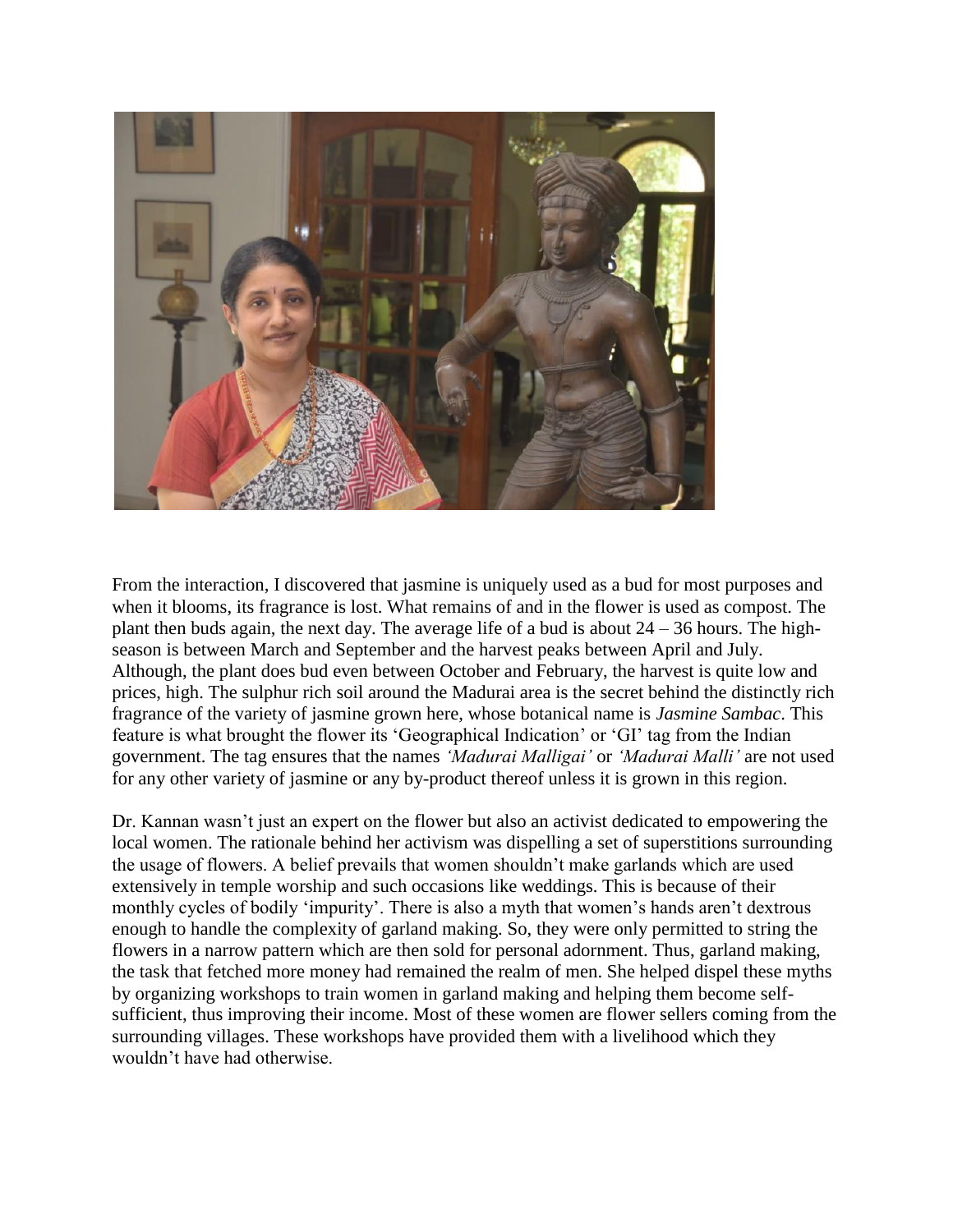From the interaction, I discovered that jasmine is uniquely used as a bud for most purposes and when it blooms, its fragrance is lost. What remains of and in the flower is used as compost. The plant then buds again, the next day. The average life of a bud is about 24 – 36 hours. The high-season is between March and September and the harvest peaks between April and July. Although, the plant does bud even between October and February, the harvest is quite low and prices, high. The sulphur rich soil around the Madurai area is the secret behind the distinctly rich fragrance of the variety of jasmine grown here, whose botanical name is *Jasmine Sambac*. This feature is what brought the flower its 'Geographical Indication' or 'GI' tag from the Indian government. The tag ensures that the names *'Madurai Malligai'* or *'Madurai Malli'* are not used for any other variety of jasmine or any by-product thereof unless it is grown in this region.

Dr. Kannan wasn't just an expert on the flower but also an activist dedicated to empowering the local women. The rationale behind her activism was dispelling a set of superstitions surrounding the usage of flowers. A belief prevails that women shouldn't make garlands which are used extensively in temple worship and such occasions like weddings. This is because of their monthly cycles of bodily 'impurity'. There is also a myth that women's hands aren't dextrous enough to handle the complexity of garland making. So, they were only permitted to string the flowers in a narrow pattern which are then sold for personal adornment. Thus, garland making, the task that fetched more money had remained the realm of men. She helped dispel these myths by organizing workshops to train women in garland making and helping them become self-sufficient, thus improving their income. Most of these women are flower sellers coming from the surrounding villages. These workshops have provided them with a livelihood which they wouldn't have had otherwise.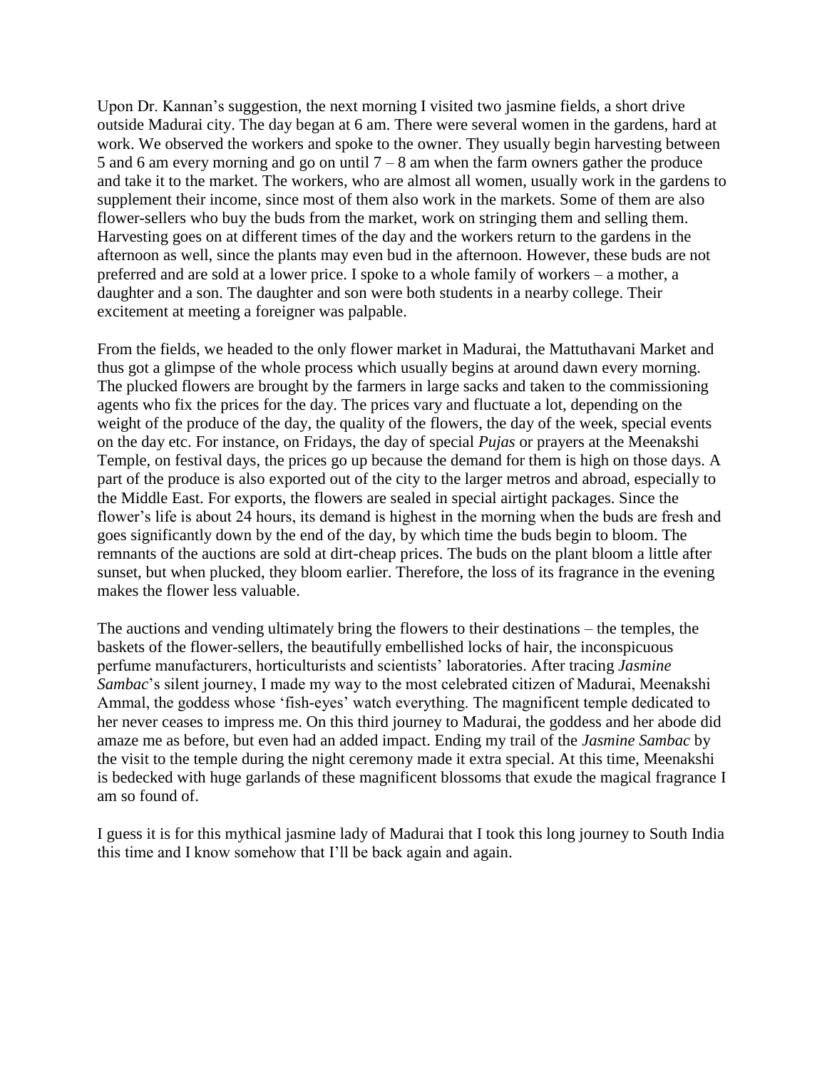Upon Dr. Kannan's suggestion, the next morning I visited two jasmine fields, a short drive outside Madurai city. The day began at 6 am. There were several women in the gardens, hard at work. We observed the workers and spoke to the owner. They usually begin harvesting between 5 and 6 am every morning and go on until 7 – 8 am when the farm owners gather the produce and take it to the market. The workers, who are almost all women, usually work in the gardens to supplement their income, since most of them also work in the markets. Some of them are also flower-sellers who buy the buds from the market, work on stringing them and selling them. Harvesting goes on at different times of the day and the workers return to the gardens in the afternoon as well, since the plants may even bud in the afternoon. However, these buds are not preferred and are sold at a lower price. I spoke to a whole family of workers – a mother, a daughter and a son. The daughter and son were both students in a nearby college. Their excitement at meeting a foreigner was palpable.

From the fields, we headed to the only flower market in Madurai, the Mattuthavani Market and thus got a glimpse of the whole process which usually begins at around dawn every morning. The plucked flowers are brought by the farmers in large sacks and taken to the commissioning agents who fix the prices for the day. The prices vary and fluctuate a lot, depending on the weight of the produce of the day, the quality of the flowers, the day of the week, special events on the day etc. For instance, on Fridays, the day of special *Pujas* or prayers at the Meenakshi Temple, on festival days, the prices go up because the demand for them is high on those days. A part of the produce is also exported out of the city to the larger metros and abroad, especially to the Middle East. For exports, the flowers are sealed in special airtight packages. Since the flower's life is about 24 hours, its demand is highest in the morning when the buds are fresh and goes significantly down by the end of the day, by which time the buds begin to bloom. The remnants of the auctions are sold at dirt-cheap prices. The buds on the plant bloom a little after sunset, but when plucked, they bloom earlier. Therefore, the loss of its fragrance in the evening makes the flower less valuable.

The auctions and vending ultimately bring the flowers to their destinations – the temples, the baskets of the flower-sellers, the beautifully embellished locks of hair, the inconspicuous perfume manufacturers, horticulturists and scientists' laboratories. After tracing *Jasmine Sambac*'s silent journey, I made my way to the most celebrated citizen of Madurai, Meenakshi Ammal, the goddess whose 'fish-eyes' watch everything. The magnificent temple dedicated to her never ceases to impress me. On this third journey to Madurai, the goddess and her abode did amaze me as before, but even had an added impact. Ending my trail of the *Jasmine Sambac* by the visit to the temple during the night ceremony made it extra special. At this time, Meenakshi is bedecked with huge garlands of these magnificent blossoms that exude the magical fragrance I am so found of.

I guess it is for this mythical jasmine lady of Madurai that I took this long journey to South India this time and I know somehow that I'll be back again and again.